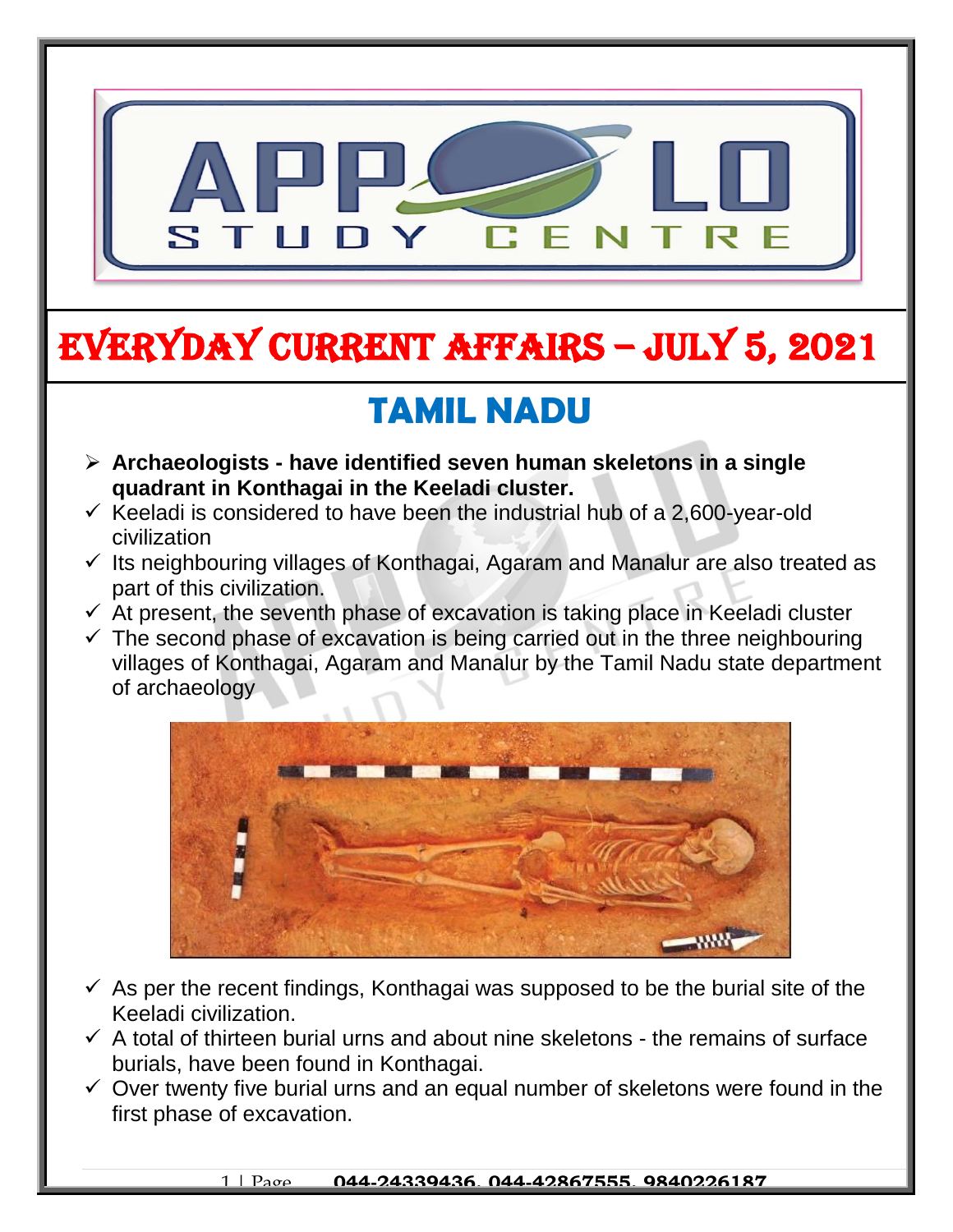# EVERYDAY CURRENT AFFAIRS – JULY 5, 2021

## TAMIL NADU

- **Archaeologists - have identified seven human skeletons in a single quadrant in Konthagai in the Keeladi cluster.**
- ✓ Keeladi is considered to have been the industrial hub of a 2,600-year-old civilization
- ✓ Its neighbouring villages of Konthagai, Agaram and Manalur are also treated as part of this civilization.
- ✓ At present, the seventh phase of excavation is taking place in Keeladi cluster
- ✓ The second phase of excavation is being carried out in the three neighbouring villages of Konthagai, Agaram and Manalur by the Tamil Nadu state department of archaeology
- ✓ As per the recent findings, Konthagai was supposed to be the burial site of the Keeladi civilization.
- ✓ A total of thirteen burial urns and about nine skeletons - the remains of surface burials, have been found in Konthagai.
- ✓ Over twenty five burial urns and an equal number of skeletons were found in the first phase of excavation.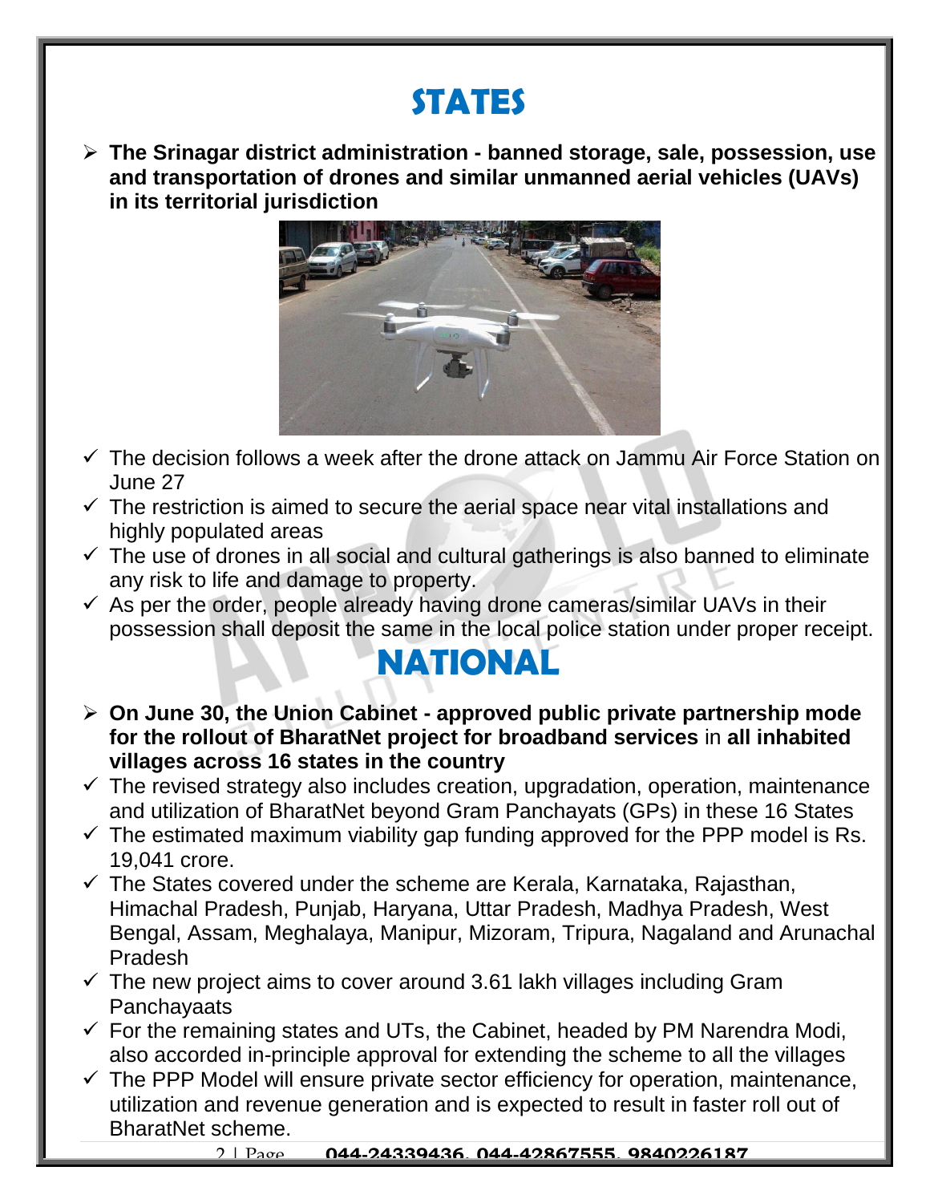# STATES

- **The Srinagar district administration - banned storage, sale, possession, use and transportation of drones and similar unmanned aerial vehicles (UAVs) in its territorial jurisdiction**
  - ✓ The decision follows a week after the drone attack on Jammu Air Force Station on June 27
  - ✓ The restriction is aimed to secure the aerial space near vital installations and highly populated areas
  - ✓ The use of drones in all social and cultural gatherings is also banned to eliminate any risk to life and damage to property.
  - ✓ As per the order, people already having drone cameras/similar UAVs in their possession shall deposit the same in the local police station under proper receipt.

# NATIONAL

- **On June 30, the Union Cabinet - approved public private partnership mode for the rollout of BharatNet project for broadband services** in **all inhabited villages across 16 states in the country**
  - ✓ The revised strategy also includes creation, upgradation, operation, maintenance and utilization of BharatNet beyond Gram Panchayats (GPs) in these 16 States
  - ✓ The estimated maximum viability gap funding approved for the PPP model is Rs. 19,041 crore.
  - ✓ The States covered under the scheme are Kerala, Karnataka, Rajasthan, Himachal Pradesh, Punjab, Haryana, Uttar Pradesh, Madhya Pradesh, West Bengal, Assam, Meghalaya, Manipur, Mizoram, Tripura, Nagaland and Arunachal Pradesh
  - ✓ The new project aims to cover around 3.61 lakh villages including Gram Panchayaats
  - ✓ For the remaining states and UTs, the Cabinet, headed by PM Narendra Modi, also accorded in-principle approval for extending the scheme to all the villages
  - ✓ The PPP Model will ensure private sector efficiency for operation, maintenance, utilization and revenue generation and is expected to result in faster roll out of BharatNet scheme.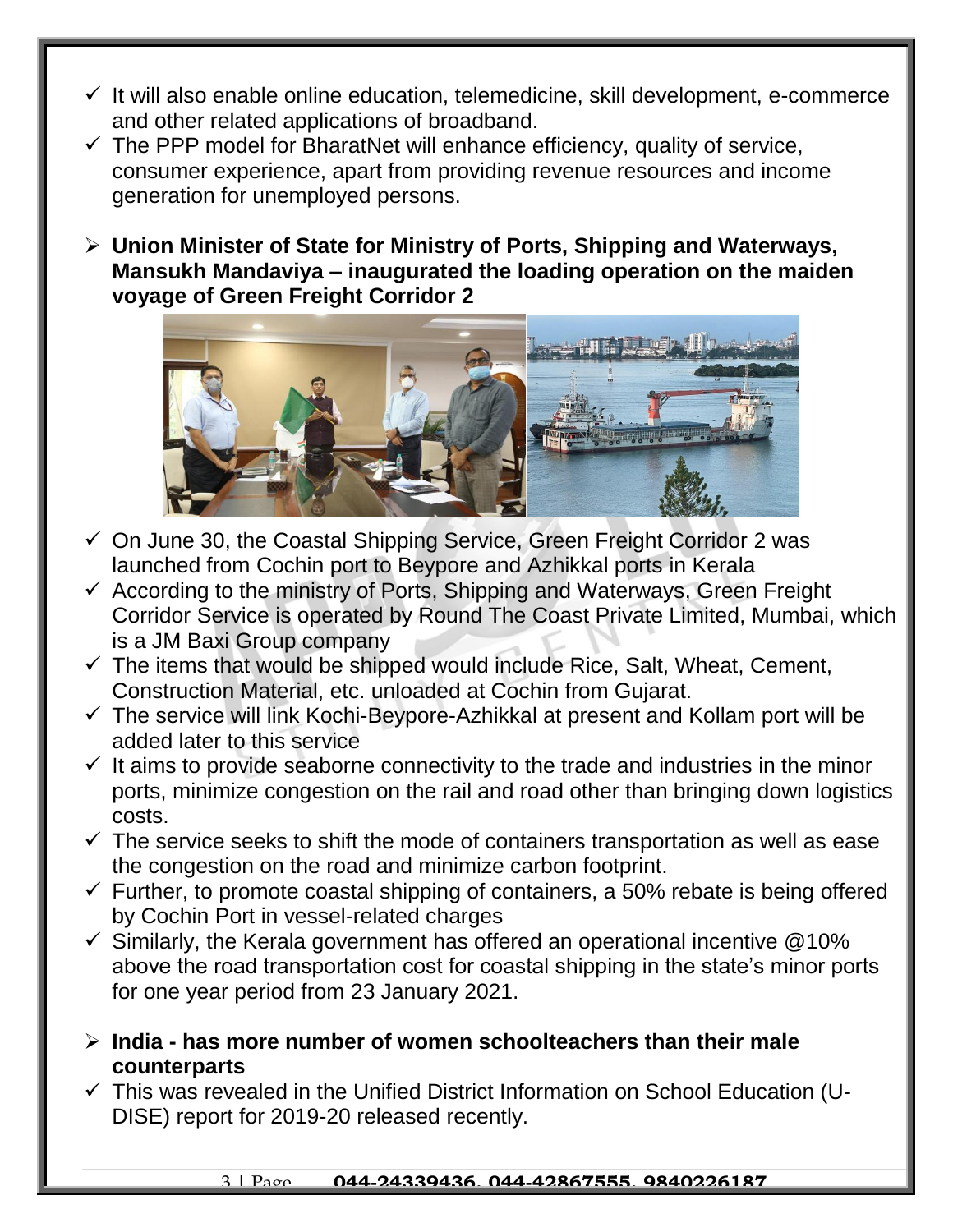- ✓ It will also enable online education, telemedicine, skill development, e-commerce and other related applications of broadband.
- ✓ The PPP model for BharatNet will enhance efficiency, quality of service, consumer experience, apart from providing revenue resources and income generation for unemployed persons.

➢ **Union Minister of State for Ministry of Ports, Shipping and Waterways, Mansukh Mandaviya – inaugurated the loading operation on the maiden voyage of Green Freight Corridor 2**

- ✓ On June 30, the Coastal Shipping Service, Green Freight Corridor 2 was launched from Cochin port to Beypore and Azhikkal ports in Kerala
- ✓ According to the ministry of Ports, Shipping and Waterways, Green Freight Corridor Service is operated by Round The Coast Private Limited, Mumbai, which is a JM Baxi Group company
- ✓ The items that would be shipped would include Rice, Salt, Wheat, Cement, Construction Material, etc. unloaded at Cochin from Gujarat.
- ✓ The service will link Kochi-Beypore-Azhikkal at present and Kollam port will be added later to this service
- ✓ It aims to provide seaborne connectivity to the trade and industries in the minor ports, minimize congestion on the rail and road other than bringing down logistics costs.
- ✓ The service seeks to shift the mode of containers transportation as well as ease the congestion on the road and minimize carbon footprint.
- ✓ Further, to promote coastal shipping of containers, a 50% rebate is being offered by Cochin Port in vessel-related charges
- ✓ Similarly, the Kerala government has offered an operational incentive @10% above the road transportation cost for coastal shipping in the state's minor ports for one year period from 23 January 2021.

➢ **India - has more number of women schoolteachers than their male counterparts**

- ✓ This was revealed in the Unified District Information on School Education (U-DISE) report for 2019-20 released recently.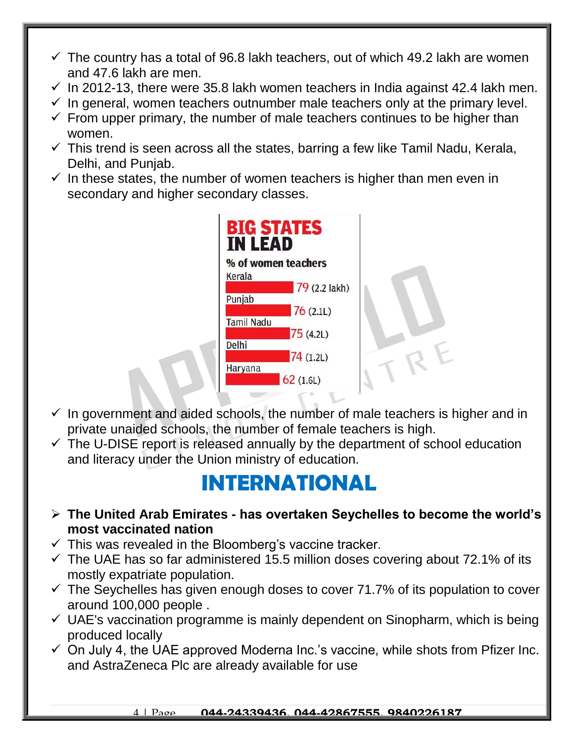- ✓ The country has a total of 96.8 lakh teachers, out of which 49.2 lakh are women and 47.6 lakh are men.
- ✓ In 2012-13, there were 35.8 lakh women teachers in India against 42.4 lakh men.
- ✓ In general, women teachers outnumber male teachers only at the primary level.
- ✓ From upper primary, the number of male teachers continues to be higher than women.
- ✓ This trend is seen across all the states, barring a few like Tamil Nadu, Kerala, Delhi, and Punjab.
- ✓ In these states, the number of women teachers is higher than men even in secondary and higher secondary classes.

**BIG STATES IN LEAD**

**% of women teachers**

| State | % of women teachers |
| --- | --- |
| Kerala | 79 (2.2 lakh) |
| Punjab | 76 (2.1L) |
| Tamil Nadu | 75 (4.2L) |
| Delhi | 74 (1.2L) |
| Haryana | 62 (1.6L) |

- ✓ In government and aided schools, the number of male teachers is higher and in private unaided schools, the number of female teachers is high.
- ✓ The U-DISE report is released annually by the department of school education and literacy under the Union ministry of education.

# INTERNATIONAL

- ➢ **The United Arab Emirates - has overtaken Seychelles to become the world's most vaccinated nation**
- ✓ This was revealed in the Bloomberg's vaccine tracker.
- ✓ The UAE has so far administered 15.5 million doses covering about 72.1% of its mostly expatriate population.
- ✓ The Seychelles has given enough doses to cover 71.7% of its population to cover around 100,000 people .
- ✓ UAE's vaccination programme is mainly dependent on Sinopharm, which is being produced locally
- ✓ On July 4, the UAE approved Moderna Inc.'s vaccine, while shots from Pfizer Inc. and AstraZeneca Plc are already available for use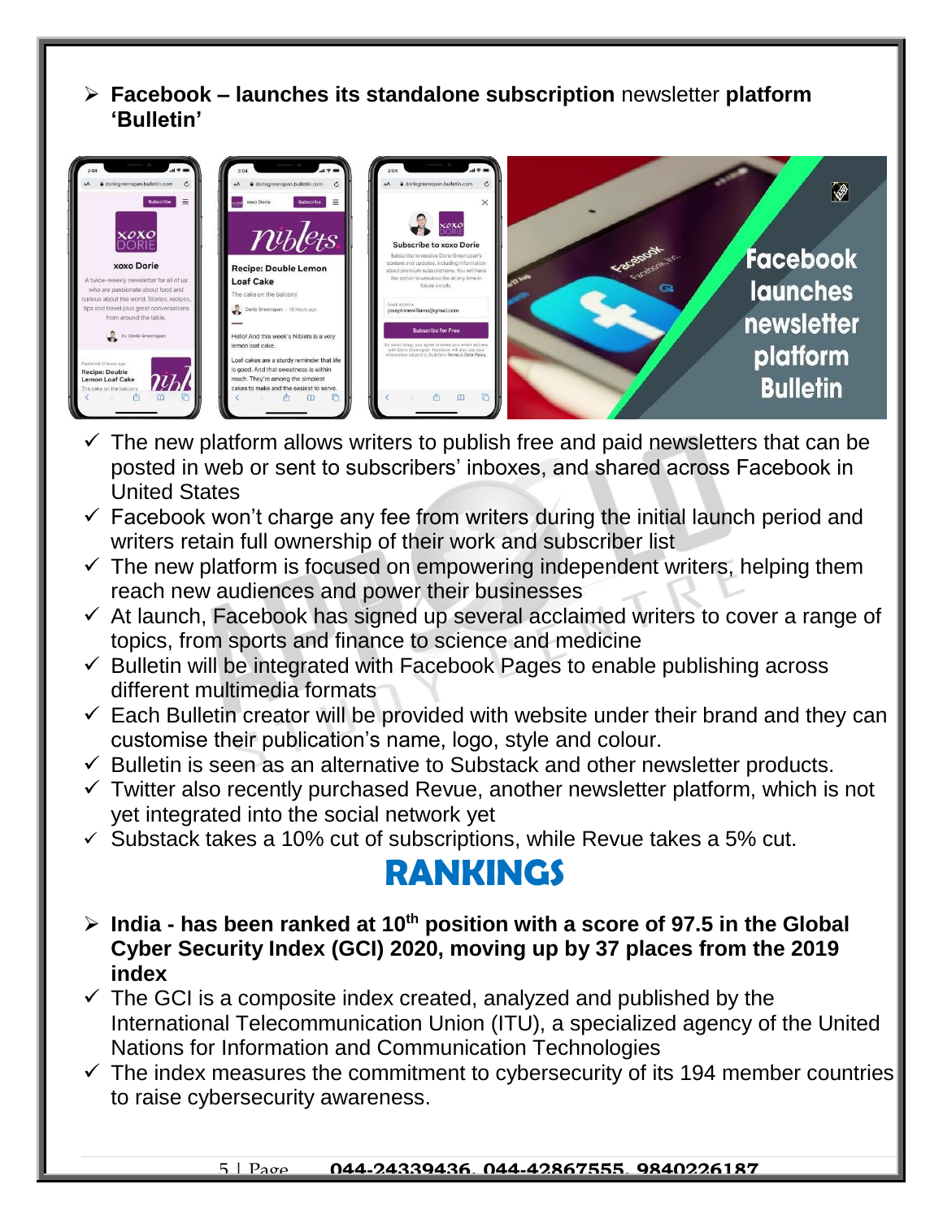- **Facebook – launches its standalone subscription** newsletter **platform 'Bulletin'**

- ✓ The new platform allows writers to publish free and paid newsletters that can be posted in web or sent to subscribers' inboxes, and shared across Facebook in United States
- ✓ Facebook won't charge any fee from writers during the initial launch period and writers retain full ownership of their work and subscriber list
- ✓ The new platform is focused on empowering independent writers, helping them reach new audiences and power their businesses
- ✓ At launch, Facebook has signed up several acclaimed writers to cover a range of topics, from sports and finance to science and medicine
- ✓ Bulletin will be integrated with Facebook Pages to enable publishing across different multimedia formats
- ✓ Each Bulletin creator will be provided with website under their brand and they can customise their publication's name, logo, style and colour.
- ✓ Bulletin is seen as an alternative to Substack and other newsletter products.
- ✓ Twitter also recently purchased Revue, another newsletter platform, which is not yet integrated into the social network yet
- ✓ Substack takes a 10% cut of subscriptions, while Revue takes a 5% cut.

# RANKINGS

- **India - has been ranked at 10th position with a score of 97.5 in the Global Cyber Security Index (GCI) 2020, moving up by 37 places from the 2019 index**

- ✓ The GCI is a composite index created, analyzed and published by the International Telecommunication Union (ITU), a specialized agency of the United Nations for Information and Communication Technologies
- ✓ The index measures the commitment to cybersecurity of its 194 member countries to raise cybersecurity awareness.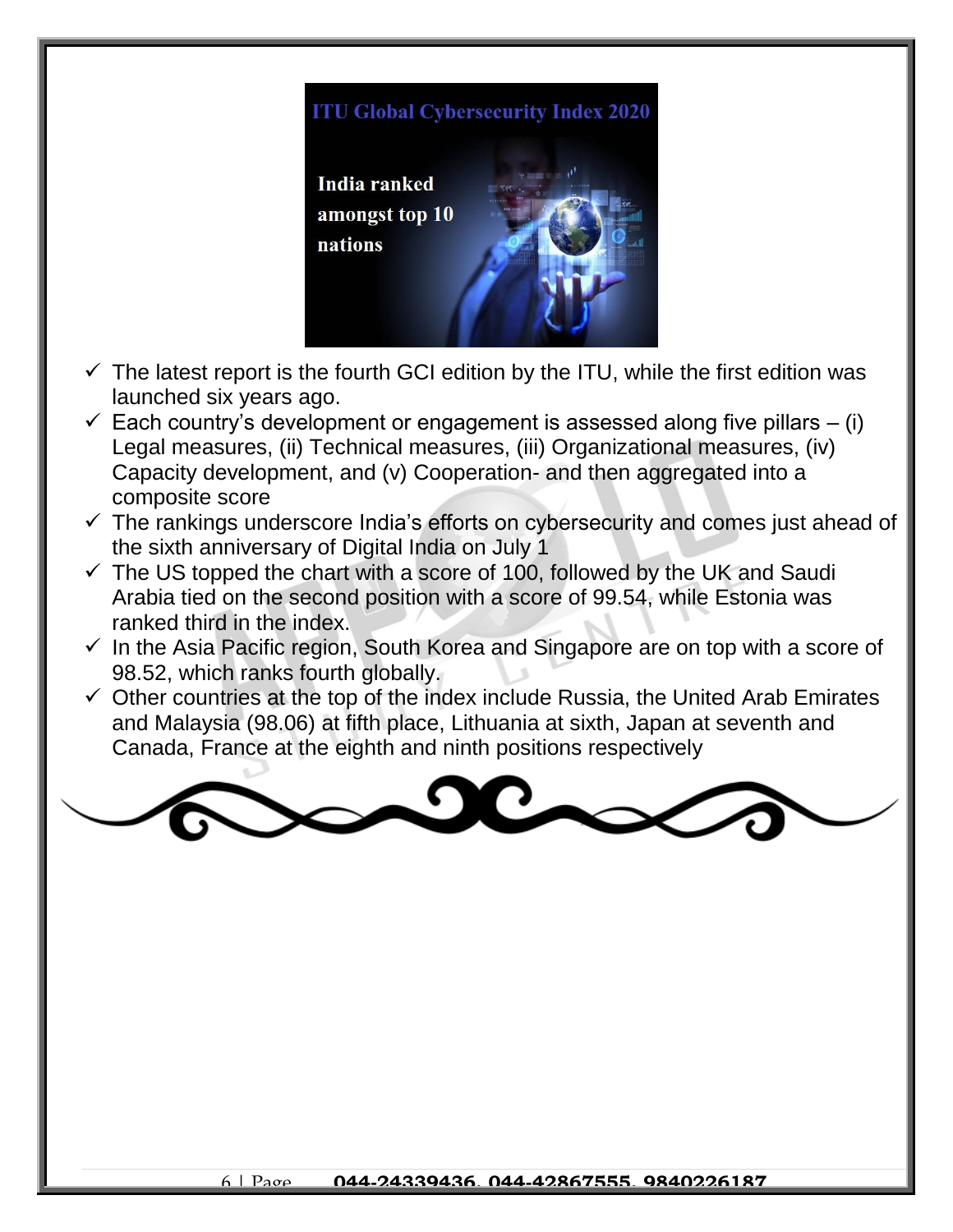- The latest report is the fourth GCI edition by the ITU, while the first edition was launched six years ago.
- Each country's development or engagement is assessed along five pillars – (i) Legal measures, (ii) Technical measures, (iii) Organizational measures, (iv) Capacity development, and (v) Cooperation- and then aggregated into a composite score
- The rankings underscore India's efforts on cybersecurity and comes just ahead of the sixth anniversary of Digital India on July 1
- The US topped the chart with a score of 100, followed by the UK and Saudi Arabia tied on the second position with a score of 99.54, while Estonia was ranked third in the index.
- In the Asia Pacific region, South Korea and Singapore are on top with a score of 98.52, which ranks fourth globally.
- Other countries at the top of the index include Russia, the United Arab Emirates and Malaysia (98.06) at fifth place, Lithuania at sixth, Japan at seventh and Canada, France at the eighth and ninth positions respectively